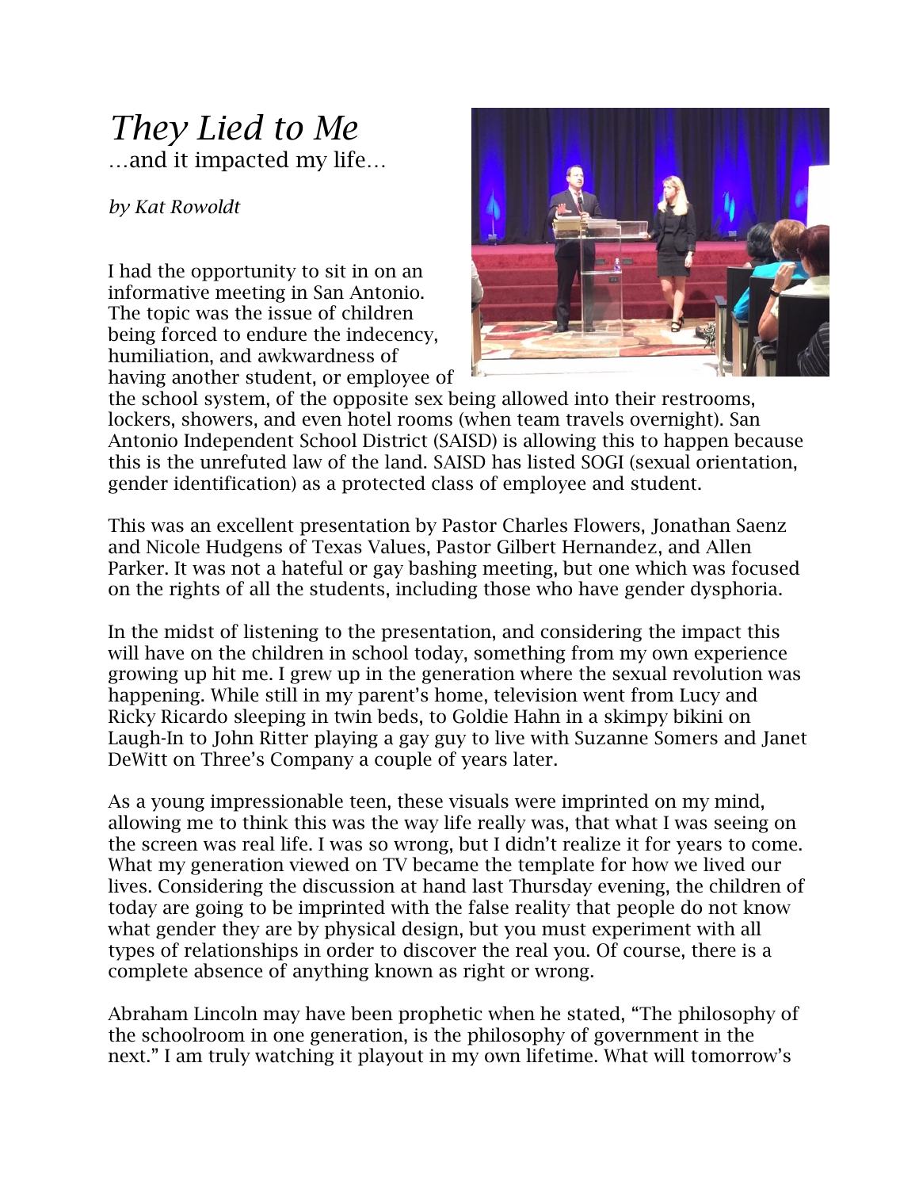# *They Lied to Me*

…and it impacted my life…

*by Kat Rowoldt*

I had the opportunity to sit in on an informative meeting in San Antonio. The topic was the issue of children being forced to endure the indecency, humiliation, and awkwardness of having another student, or employee of the school system, of the opposite sex being allowed into their restrooms, lockers, showers, and even hotel rooms (when team travels overnight). San Antonio Independent School District (SAISD) is allowing this to happen because this is the unrefuted law of the land. SAISD has listed SOGI (sexual orientation, gender identification) as a protected class of employee and student.

This was an excellent presentation by Pastor Charles Flowers, Jonathan Saenz and Nicole Hudgens of Texas Values, Pastor Gilbert Hernandez, and Allen Parker. It was not a hateful or gay bashing meeting, but one which was focused on the rights of all the students, including those who have gender dysphoria.

In the midst of listening to the presentation, and considering the impact this will have on the children in school today, something from my own experience growing up hit me. I grew up in the generation where the sexual revolution was happening. While still in my parent's home, television went from Lucy and Ricky Ricardo sleeping in twin beds, to Goldie Hahn in a skimpy bikini on Laugh-In to John Ritter playing a gay guy to live with Suzanne Somers and Janet DeWitt on Three's Company a couple of years later.

As a young impressionable teen, these visuals were imprinted on my mind, allowing me to think this was the way life really was, that what I was seeing on the screen was real life. I was so wrong, but I didn't realize it for years to come. What my generation viewed on TV became the template for how we lived our lives. Considering the discussion at hand last Thursday evening, the children of today are going to be imprinted with the false reality that people do not know what gender they are by physical design, but you must experiment with all types of relationships in order to discover the real you. Of course, there is a complete absence of anything known as right or wrong.

Abraham Lincoln may have been prophetic when he stated, "The philosophy of the schoolroom in one generation, is the philosophy of government in the next." I am truly watching it playout in my own lifetime. What will tomorrow's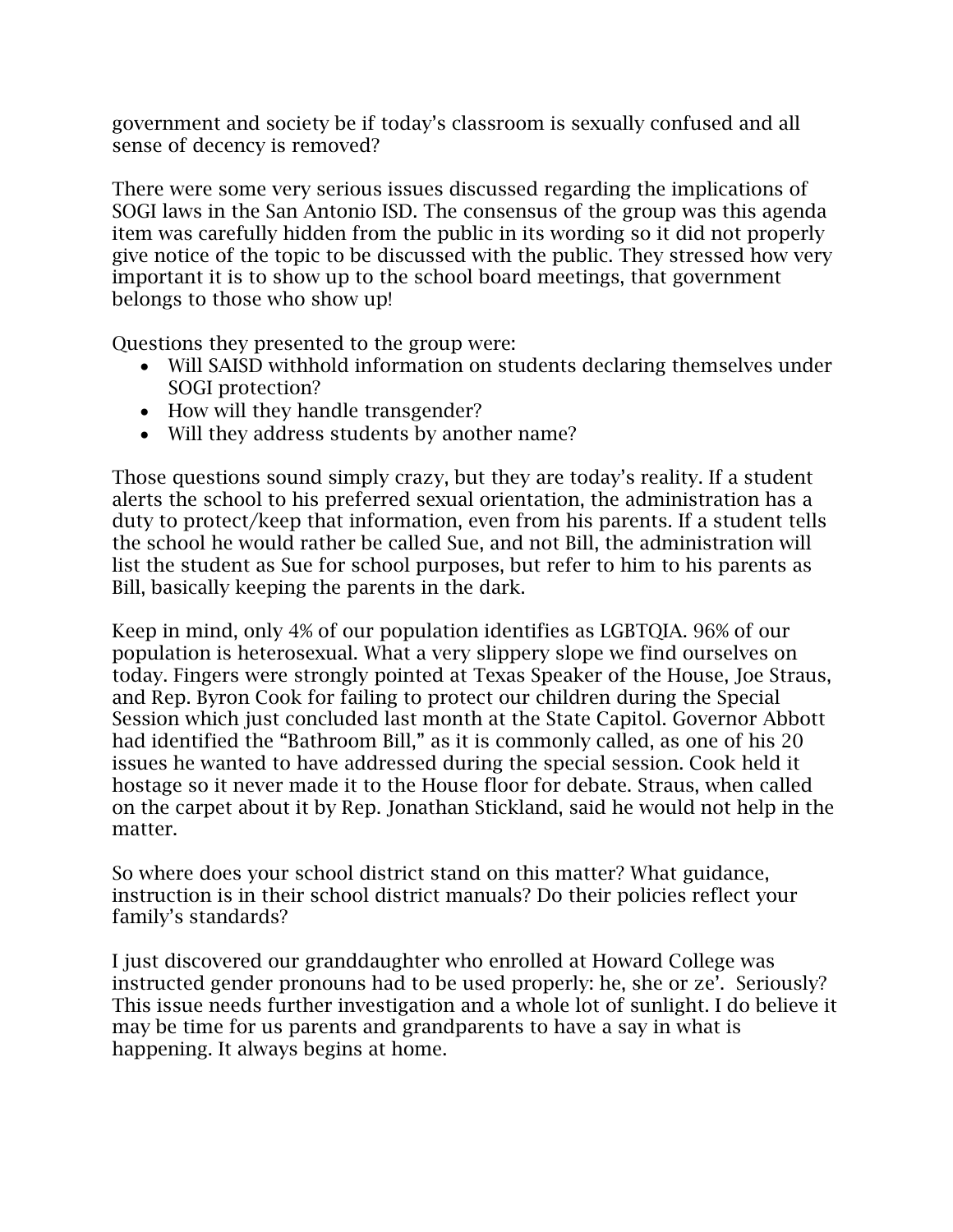government and society be if today's classroom is sexually confused and all sense of decency is removed?

There were some very serious issues discussed regarding the implications of SOGI laws in the San Antonio ISD. The consensus of the group was this agenda item was carefully hidden from the public in its wording so it did not properly give notice of the topic to be discussed with the public. They stressed how very important it is to show up to the school board meetings, that government belongs to those who show up!

Questions they presented to the group were:

- Will SAISD withhold information on students declaring themselves under SOGI protection?
- How will they handle transgender?
- Will they address students by another name?

Those questions sound simply crazy, but they are today's reality. If a student alerts the school to his preferred sexual orientation, the administration has a duty to protect/keep that information, even from his parents. If a student tells the school he would rather be called Sue, and not Bill, the administration will list the student as Sue for school purposes, but refer to him to his parents as Bill, basically keeping the parents in the dark.

Keep in mind, only 4% of our population identifies as LGBTQIA. 96% of our population is heterosexual. What a very slippery slope we find ourselves on today. Fingers were strongly pointed at Texas Speaker of the House, Joe Straus, and Rep. Byron Cook for failing to protect our children during the Special Session which just concluded last month at the State Capitol. Governor Abbott had identified the "Bathroom Bill," as it is commonly called, as one of his 20 issues he wanted to have addressed during the special session. Cook held it hostage so it never made it to the House floor for debate. Straus, when called on the carpet about it by Rep. Jonathan Stickland, said he would not help in the matter.

So where does your school district stand on this matter? What guidance, instruction is in their school district manuals? Do their policies reflect your family's standards?

I just discovered our granddaughter who enrolled at Howard College was instructed gender pronouns had to be used properly: he, she or ze'. Seriously? This issue needs further investigation and a whole lot of sunlight. I do believe it may be time for us parents and grandparents to have a say in what is happening. It always begins at home.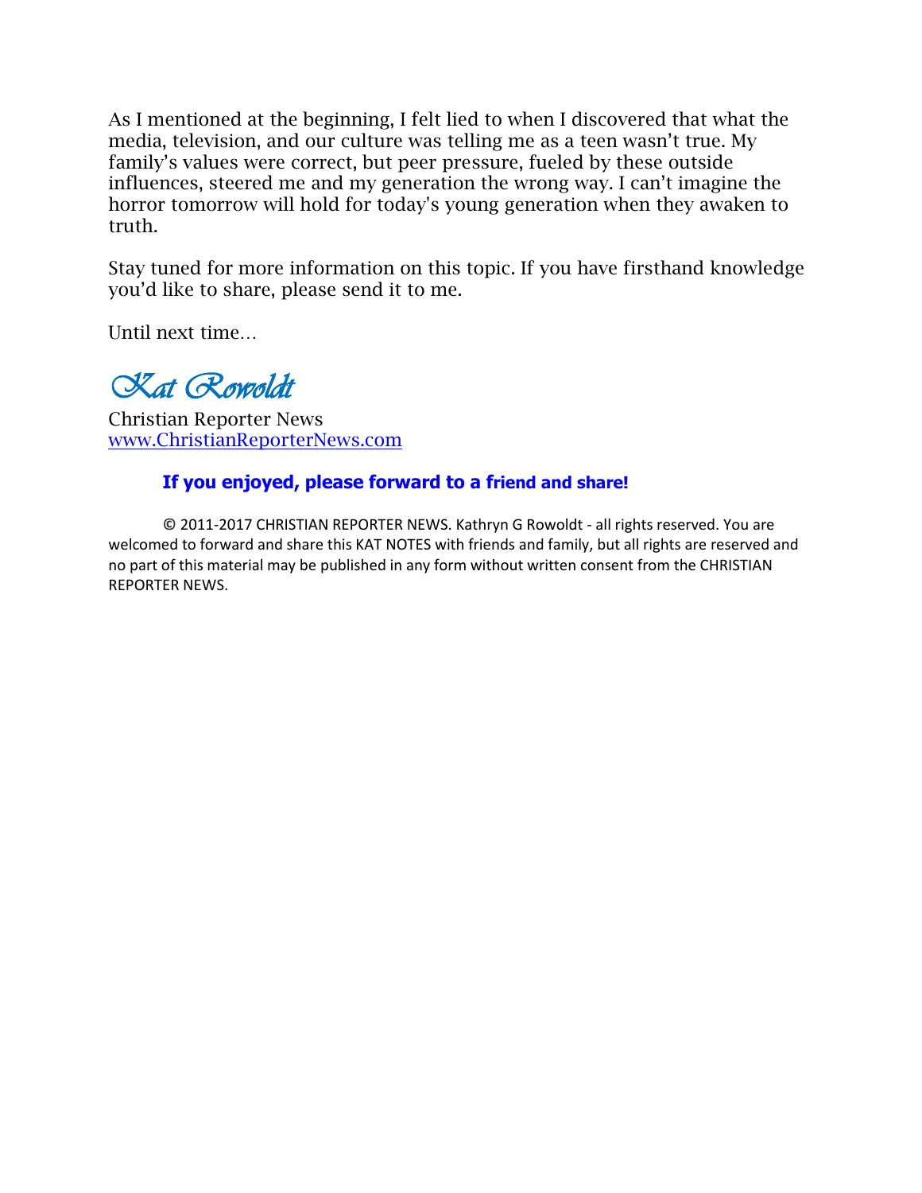As I mentioned at the beginning, I felt lied to when I discovered that what the media, television, and our culture was telling me as a teen wasn't true. My family's values were correct, but peer pressure, fueled by these outside influences, steered me and my generation the wrong way. I can't imagine the horror tomorrow will hold for today's young generation when they awaken to truth.

Stay tuned for more information on this topic. If you have firsthand knowledge you'd like to share, please send it to me.

Until next time…

*Kat Rowoldt*

Christian Reporter News
www.ChristianReporterNews.com

**If you enjoyed, please forward to a friend and share!**

© 2011-2017 CHRISTIAN REPORTER NEWS. Kathryn G Rowoldt - all rights reserved. You are welcomed to forward and share this KAT NOTES with friends and family, but all rights are reserved and no part of this material may be published in any form without written consent from the CHRISTIAN REPORTER NEWS.